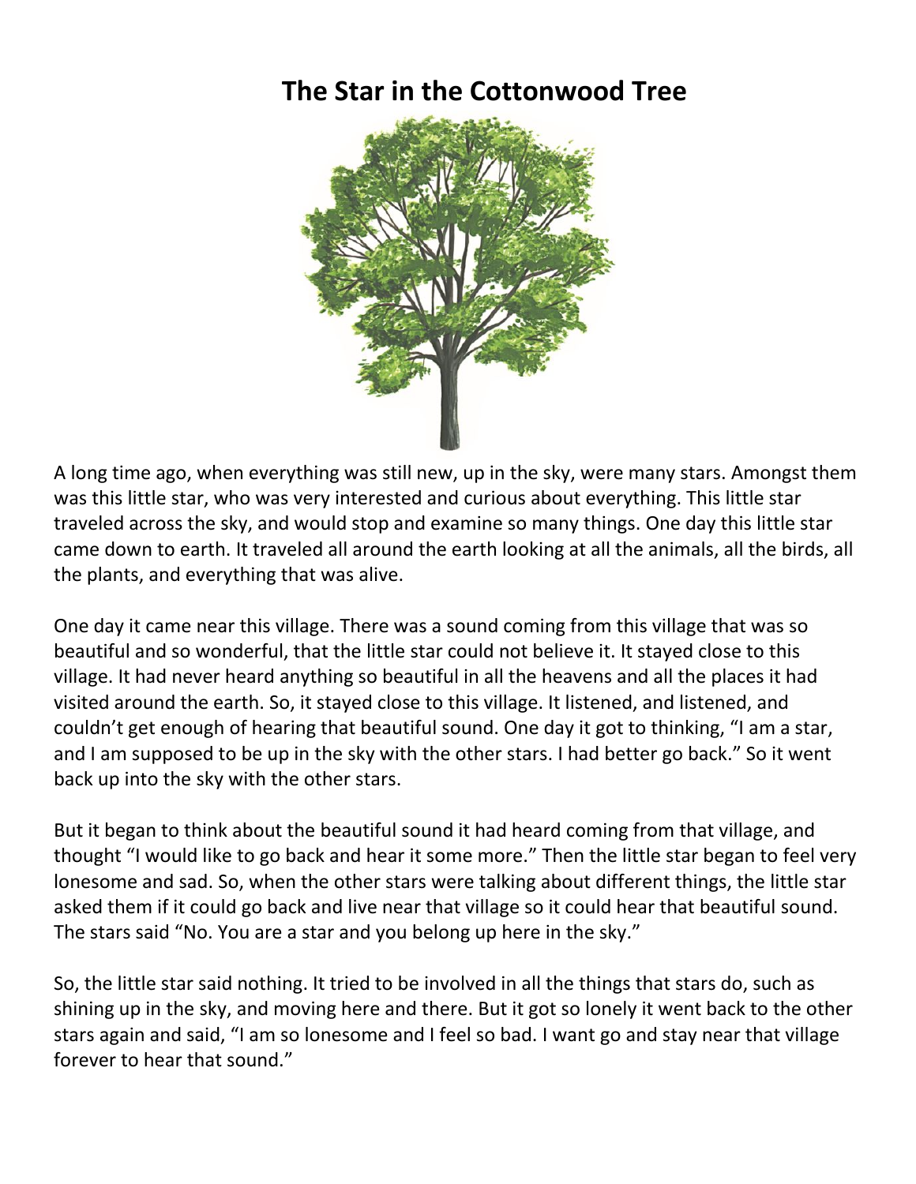# The Star in the Cottonwood Tree

A long time ago, when everything was still new, up in the sky, were many stars. Amongst them was this little star, who was very interested and curious about everything. This little star traveled across the sky, and would stop and examine so many things. One day this little star came down to earth. It traveled all around the earth looking at all the animals, all the birds, all the plants, and everything that was alive.

One day it came near this village. There was a sound coming from this village that was so beautiful and so wonderful, that the little star could not believe it. It stayed close to this village. It had never heard anything so beautiful in all the heavens and all the places it had visited around the earth. So, it stayed close to this village. It listened, and listened, and couldn't get enough of hearing that beautiful sound. One day it got to thinking, "I am a star, and I am supposed to be up in the sky with the other stars. I had better go back." So it went back up into the sky with the other stars.

But it began to think about the beautiful sound it had heard coming from that village, and thought "I would like to go back and hear it some more." Then the little star began to feel very lonesome and sad. So, when the other stars were talking about different things, the little star asked them if it could go back and live near that village so it could hear that beautiful sound. The stars said "No. You are a star and you belong up here in the sky."

So, the little star said nothing. It tried to be involved in all the things that stars do, such as shining up in the sky, and moving here and there. But it got so lonely it went back to the other stars again and said, "I am so lonesome and I feel so bad. I want go and stay near that village forever to hear that sound."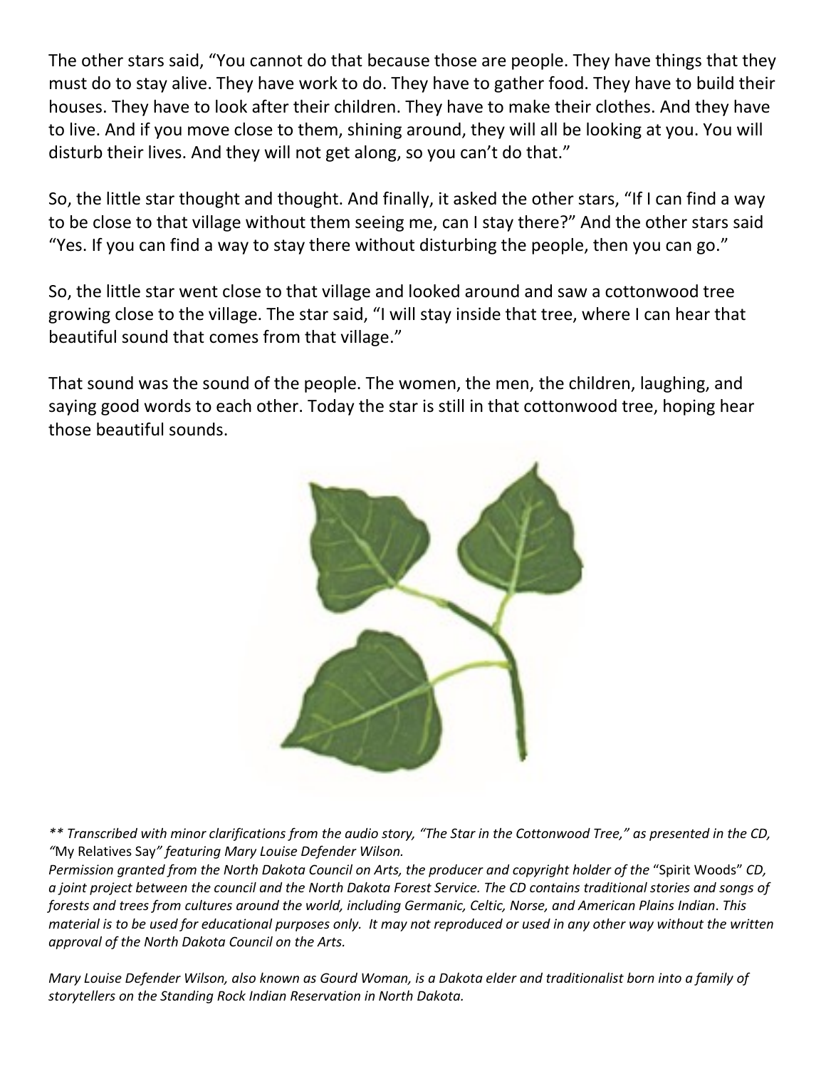The other stars said, "You cannot do that because those are people. They have things that they must do to stay alive. They have work to do. They have to gather food. They have to build their houses. They have to look after their children. They have to make their clothes. And they have to live. And if you move close to them, shining around, they will all be looking at you. You will disturb their lives. And they will not get along, so you can't do that."

So, the little star thought and thought. And finally, it asked the other stars, "If I can find a way to be close to that village without them seeing me, can I stay there?" And the other stars said "Yes. If you can find a way to stay there without disturbing the people, then you can go."

So, the little star went close to that village and looked around and saw a cottonwood tree growing close to the village. The star said, "I will stay inside that tree, where I can hear that beautiful sound that comes from that village."

That sound was the sound of the people. The women, the men, the children, laughing, and saying good words to each other. Today the star is still in that cottonwood tree, hoping hear those beautiful sounds.

*\*\* Transcribed with minor clarifications from the audio story, "The Star in the Cottonwood Tree," as presented in the CD, "*My Relatives Say*" featuring Mary Louise Defender Wilson.*
*Permission granted from the North Dakota Council on Arts, the producer and copyright holder of the* "Spirit Woods" *CD, a joint project between the council and the North Dakota Forest Service. The CD contains traditional stories and songs of forests and trees from cultures around the world, including Germanic, Celtic, Norse, and American Plains Indian. This material is to be used for educational purposes only. It may not reproduced or used in any other way without the written approval of the North Dakota Council on the Arts.*

*Mary Louise Defender Wilson, also known as Gourd Woman, is a Dakota elder and traditionalist born into a family of storytellers on the Standing Rock Indian Reservation in North Dakota.*